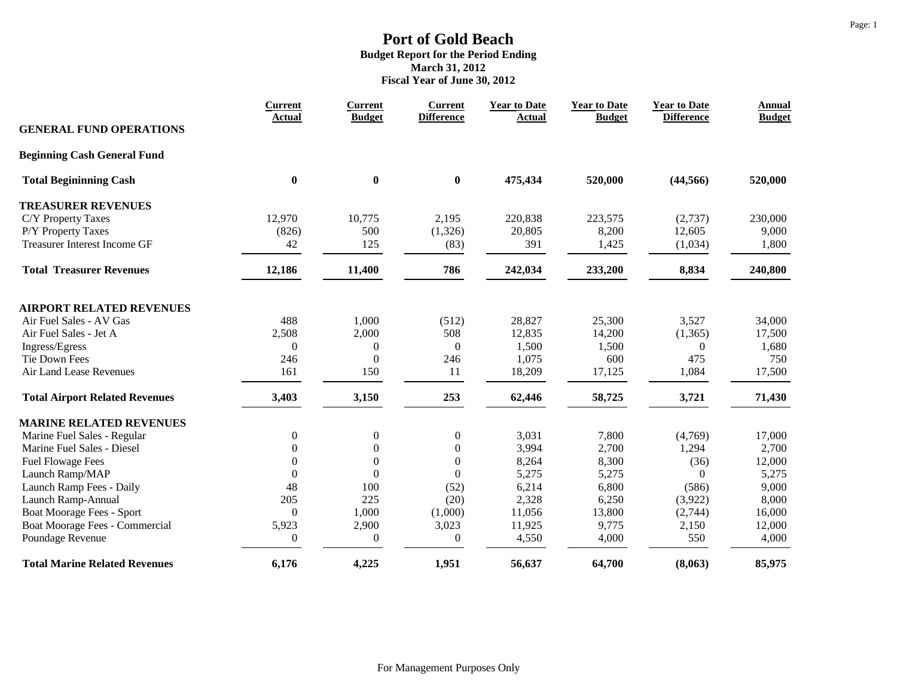# Port of Gold Beach

**Budget Report for the Period Ending**
**March 31, 2012**
**Fiscal Year of June 30, 2012**

| GENERAL FUND OPERATIONS | Current Actual | Current Budget | Current Difference | Year to Date Actual | Year to Date Budget | Year to Date Difference | Annual Budget |
|---|---|---|---|---|---|---|---|
| **Beginning Cash General Fund** | | | | | | | |
| **Total Begininning Cash** | **0** | **0** | **0** | **475,434** | **520,000** | **(44,566)** | **520,000** |
| **TREASURER REVENUES** | | | | | | | |
| C/Y Property Taxes | 12,970 | 10,775 | 2,195 | 220,838 | 223,575 | (2,737) | 230,000 |
| P/Y Property Taxes | (826) | 500 | (1,326) | 20,805 | 8,200 | 12,605 | 9,000 |
| Treasurer Interest Income GF | 42 | 125 | (83) | 391 | 1,425 | (1,034) | 1,800 |
| **Total Treasurer Revenues** | **12,186** | **11,400** | **786** | **242,034** | **233,200** | **8,834** | **240,800** |
| **AIRPORT RELATED REVENUES** | | | | | | | |
| Air Fuel Sales - AV Gas | 488 | 1,000 | (512) | 28,827 | 25,300 | 3,527 | 34,000 |
| Air Fuel Sales - Jet A | 2,508 | 2,000 | 508 | 12,835 | 14,200 | (1,365) | 17,500 |
| Ingress/Egress | 0 | 0 | 0 | 1,500 | 1,500 | 0 | 1,680 |
| Tie Down Fees | 246 | 0 | 246 | 1,075 | 600 | 475 | 750 |
| Air Land Lease Revenues | 161 | 150 | 11 | 18,209 | 17,125 | 1,084 | 17,500 |
| **Total Airport Related Revenues** | **3,403** | **3,150** | **253** | **62,446** | **58,725** | **3,721** | **71,430** |
| **MARINE RELATED REVENUES** | | | | | | | |
| Marine Fuel Sales - Regular | 0 | 0 | 0 | 3,031 | 7,800 | (4,769) | 17,000 |
| Marine Fuel Sales - Diesel | 0 | 0 | 0 | 3,994 | 2,700 | 1,294 | 2,700 |
| Fuel Flowage Fees | 0 | 0 | 0 | 8,264 | 8,300 | (36) | 12,000 |
| Launch Ramp/MAP | 0 | 0 | 0 | 5,275 | 5,275 | 0 | 5,275 |
| Launch Ramp Fees - Daily | 48 | 100 | (52) | 6,214 | 6,800 | (586) | 9,000 |
| Launch Ramp-Annual | 205 | 225 | (20) | 2,328 | 6,250 | (3,922) | 8,000 |
| Boat Moorage Fees - Sport | 0 | 1,000 | (1,000) | 11,056 | 13,800 | (2,744) | 16,000 |
| Boat Moorage Fees - Commercial | 5,923 | 2,900 | 3,023 | 11,925 | 9,775 | 2,150 | 12,000 |
| Poundage Revenue | 0 | 0 | 0 | 4,550 | 4,000 | 550 | 4,000 |
| **Total Marine Related Revenues** | **6,176** | **4,225** | **1,951** | **56,637** | **64,700** | **(8,063)** | **85,975** |

For Management Purposes Only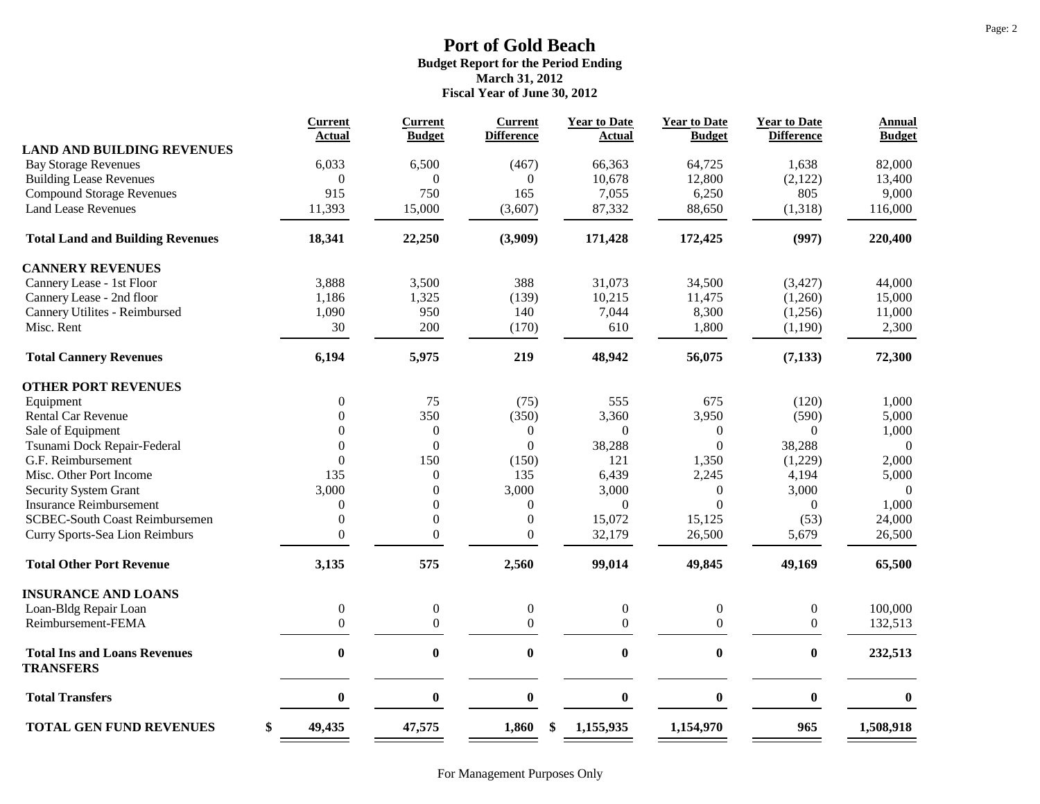# Port of Gold Beach

**Budget Report for the Period Ending**
**March 31, 2012**
**Fiscal Year of June 30, 2012**

| | Current Actual | Current Budget | Current Difference | Year to Date Actual | Year to Date Budget | Year to Date Difference | Annual Budget |
|---|---|---|---|---|---|---|---|
| **LAND AND BUILDING REVENUES** | | | | | | | |
| Bay Storage Revenues | 6,033 | 6,500 | (467) | 66,363 | 64,725 | 1,638 | 82,000 |
| Building Lease Revenues | 0 | 0 | 0 | 10,678 | 12,800 | (2,122) | 13,400 |
| Compound Storage Revenues | 915 | 750 | 165 | 7,055 | 6,250 | 805 | 9,000 |
| Land Lease Revenues | 11,393 | 15,000 | (3,607) | 87,332 | 88,650 | (1,318) | 116,000 |
| **Total Land and Building Revenues** | **18,341** | **22,250** | **(3,909)** | **171,428** | **172,425** | **(997)** | **220,400** |
| **CANNERY REVENUES** | | | | | | | |
| Cannery Lease - 1st Floor | 3,888 | 3,500 | 388 | 31,073 | 34,500 | (3,427) | 44,000 |
| Cannery Lease - 2nd floor | 1,186 | 1,325 | (139) | 10,215 | 11,475 | (1,260) | 15,000 |
| Cannery Utilites - Reimbursed | 1,090 | 950 | 140 | 7,044 | 8,300 | (1,256) | 11,000 |
| Misc. Rent | 30 | 200 | (170) | 610 | 1,800 | (1,190) | 2,300 |
| **Total Cannery Revenues** | **6,194** | **5,975** | **219** | **48,942** | **56,075** | **(7,133)** | **72,300** |
| **OTHER PORT REVENUES** | | | | | | | |
| Equipment | 0 | 75 | (75) | 555 | 675 | (120) | 1,000 |
| Rental Car Revenue | 0 | 350 | (350) | 3,360 | 3,950 | (590) | 5,000 |
| Sale of Equipment | 0 | 0 | 0 | 0 | 0 | 0 | 1,000 |
| Tsunami Dock Repair-Federal | 0 | 0 | 0 | 38,288 | 0 | 38,288 | 0 |
| G.F. Reimbursement | 0 | 150 | (150) | 121 | 1,350 | (1,229) | 2,000 |
| Misc. Other Port Income | 135 | 0 | 135 | 6,439 | 2,245 | 4,194 | 5,000 |
| Security System Grant | 3,000 | 0 | 3,000 | 3,000 | 0 | 3,000 | 0 |
| Insurance Reimbursement | 0 | 0 | 0 | 0 | 0 | 0 | 1,000 |
| SCBEC-South Coast Reimbursemen | 0 | 0 | 0 | 15,072 | 15,125 | (53) | 24,000 |
| Curry Sports-Sea Lion Reimburs | 0 | 0 | 0 | 32,179 | 26,500 | 5,679 | 26,500 |
| **Total Other Port Revenue** | **3,135** | **575** | **2,560** | **99,014** | **49,845** | **49,169** | **65,500** |
| **INSURANCE AND LOANS** | | | | | | | |
| Loan-Bldg Repair Loan | 0 | 0 | 0 | 0 | 0 | 0 | 100,000 |
| Reimbursement-FEMA | 0 | 0 | 0 | 0 | 0 | 0 | 132,513 |
| **Total Ins and Loans Revenues** | **0** | **0** | **0** | **0** | **0** | **0** | **232,513** |
| **TRANSFERS** | | | | | | | |
| **Total Transfers** | **0** | **0** | **0** | **0** | **0** | **0** | **0** |
| **TOTAL GEN FUND REVENUES** | **$ 49,435** | **47,575** | **1,860** | **$ 1,155,935** | **1,154,970** | **965** | **1,508,918** |

For Management Purposes Only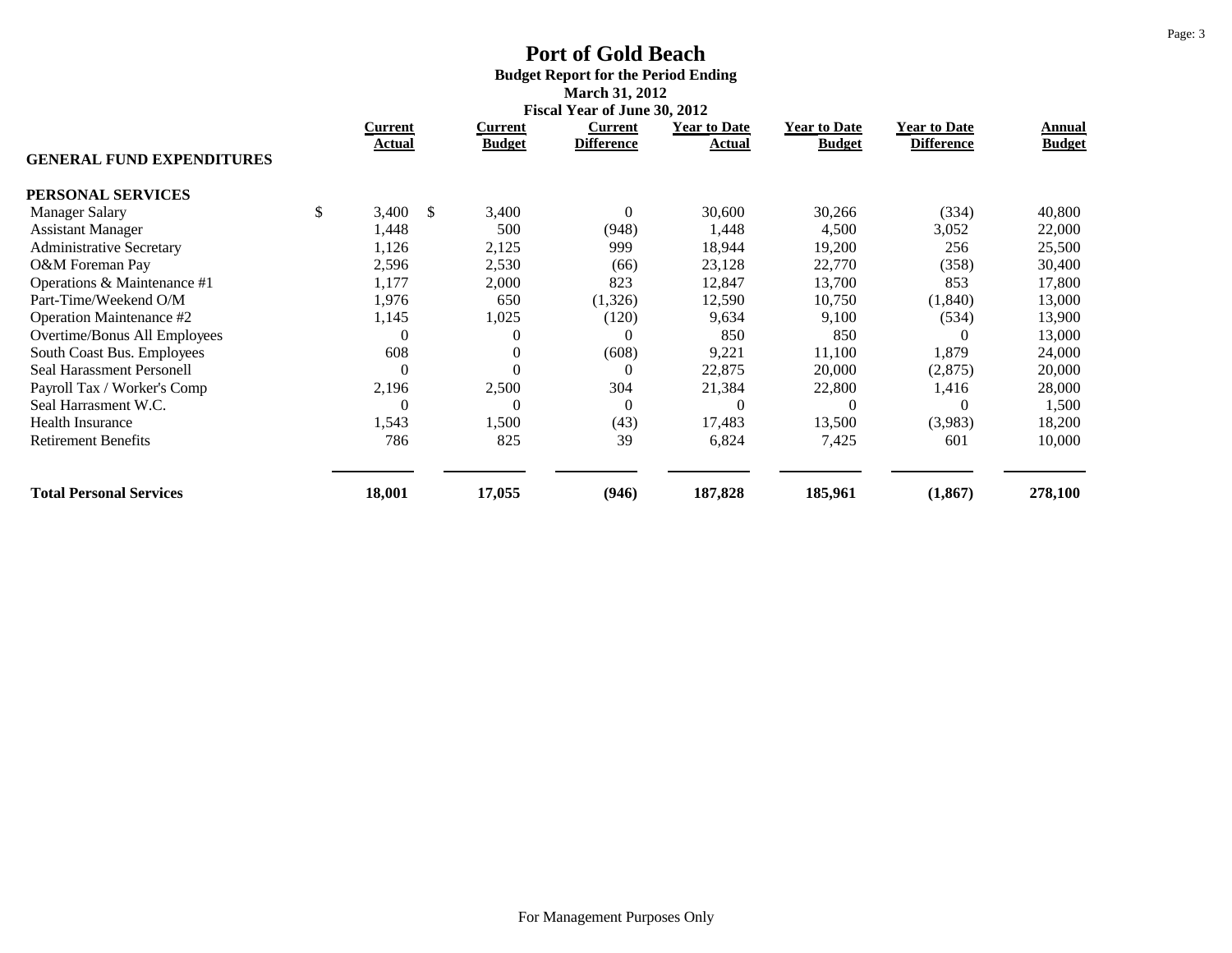# Port of Gold Beach

**Budget Report for the Period Ending**
**March 31, 2012**
**Fiscal Year of June 30, 2012**

| GENERAL FUND EXPENDITURES | Current Actual | Current Budget | Current Difference | Year to Date Actual | Year to Date Budget | Year to Date Difference | Annual Budget |
|---|---|---|---|---|---|---|---|
| **PERSONAL SERVICES** | | | | | | | |
| Manager Salary | $ 3,400 | $ 3,400 | 0 | 30,600 | 30,266 | (334) | 40,800 |
| Assistant Manager | 1,448 | 500 | (948) | 1,448 | 4,500 | 3,052 | 22,000 |
| Administrative Secretary | 1,126 | 2,125 | 999 | 18,944 | 19,200 | 256 | 25,500 |
| O&M Foreman Pay | 2,596 | 2,530 | (66) | 23,128 | 22,770 | (358) | 30,400 |
| Operations & Maintenance #1 | 1,177 | 2,000 | 823 | 12,847 | 13,700 | 853 | 17,800 |
| Part-Time/Weekend O/M | 1,976 | 650 | (1,326) | 12,590 | 10,750 | (1,840) | 13,000 |
| Operation Maintenance #2 | 1,145 | 1,025 | (120) | 9,634 | 9,100 | (534) | 13,900 |
| Overtime/Bonus All Employees | 0 | 0 | 0 | 850 | 850 | 0 | 13,000 |
| South Coast Bus. Employees | 608 | 0 | (608) | 9,221 | 11,100 | 1,879 | 24,000 |
| Seal Harassment Personell | 0 | 0 | 0 | 22,875 | 20,000 | (2,875) | 20,000 |
| Payroll Tax / Worker's Comp | 2,196 | 2,500 | 304 | 21,384 | 22,800 | 1,416 | 28,000 |
| Seal Harrasment W.C. | 0 | 0 | 0 | 0 | 0 | 0 | 1,500 |
| Health Insurance | 1,543 | 1,500 | (43) | 17,483 | 13,500 | (3,983) | 18,200 |
| Retirement Benefits | 786 | 825 | 39 | 6,824 | 7,425 | 601 | 10,000 |
| **Total Personal Services** | **18,001** | **17,055** | **(946)** | **187,828** | **185,961** | **(1,867)** | **278,100** |

For Management Purposes Only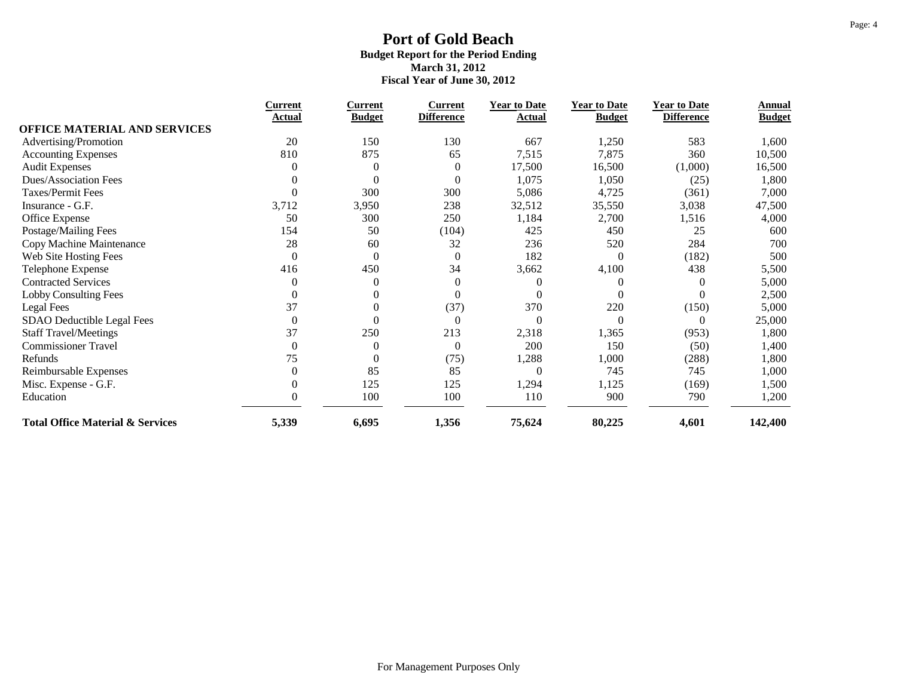# Port of Gold Beach

**Budget Report for the Period Ending**
**March 31, 2012**
**Fiscal Year of June 30, 2012**

| | Current Actual | Current Budget | Current Difference | Year to Date Actual | Year to Date Budget | Year to Date Difference | Annual Budget |
|---|---|---|---|---|---|---|---|
| **OFFICE MATERIAL AND SERVICES** | | | | | | | |
| Advertising/Promotion | 20 | 150 | 130 | 667 | 1,250 | 583 | 1,600 |
| Accounting Expenses | 810 | 875 | 65 | 7,515 | 7,875 | 360 | 10,500 |
| Audit Expenses | 0 | 0 | 0 | 17,500 | 16,500 | (1,000) | 16,500 |
| Dues/Association Fees | 0 | 0 | 0 | 1,075 | 1,050 | (25) | 1,800 |
| Taxes/Permit Fees | 0 | 300 | 300 | 5,086 | 4,725 | (361) | 7,000 |
| Insurance - G.F. | 3,712 | 3,950 | 238 | 32,512 | 35,550 | 3,038 | 47,500 |
| Office Expense | 50 | 300 | 250 | 1,184 | 2,700 | 1,516 | 4,000 |
| Postage/Mailing Fees | 154 | 50 | (104) | 425 | 450 | 25 | 600 |
| Copy Machine Maintenance | 28 | 60 | 32 | 236 | 520 | 284 | 700 |
| Web Site Hosting Fees | 0 | 0 | 0 | 182 | 0 | (182) | 500 |
| Telephone Expense | 416 | 450 | 34 | 3,662 | 4,100 | 438 | 5,500 |
| Contracted Services | 0 | 0 | 0 | 0 | 0 | 0 | 5,000 |
| Lobby Consulting Fees | 0 | 0 | 0 | 0 | 0 | 0 | 2,500 |
| Legal Fees | 37 | 0 | (37) | 370 | 220 | (150) | 5,000 |
| SDAO Deductible Legal Fees | 0 | 0 | 0 | 0 | 0 | 0 | 25,000 |
| Staff Travel/Meetings | 37 | 250 | 213 | 2,318 | 1,365 | (953) | 1,800 |
| Commissioner Travel | 0 | 0 | 0 | 200 | 150 | (50) | 1,400 |
| Refunds | 75 | 0 | (75) | 1,288 | 1,000 | (288) | 1,800 |
| Reimbursable Expenses | 0 | 85 | 85 | 0 | 745 | 745 | 1,000 |
| Misc. Expense - G.F. | 0 | 125 | 125 | 1,294 | 1,125 | (169) | 1,500 |
| Education | 0 | 100 | 100 | 110 | 900 | 790 | 1,200 |
| **Total Office Material & Services** | **5,339** | **6,695** | **1,356** | **75,624** | **80,225** | **4,601** | **142,400** |

For Management Purposes Only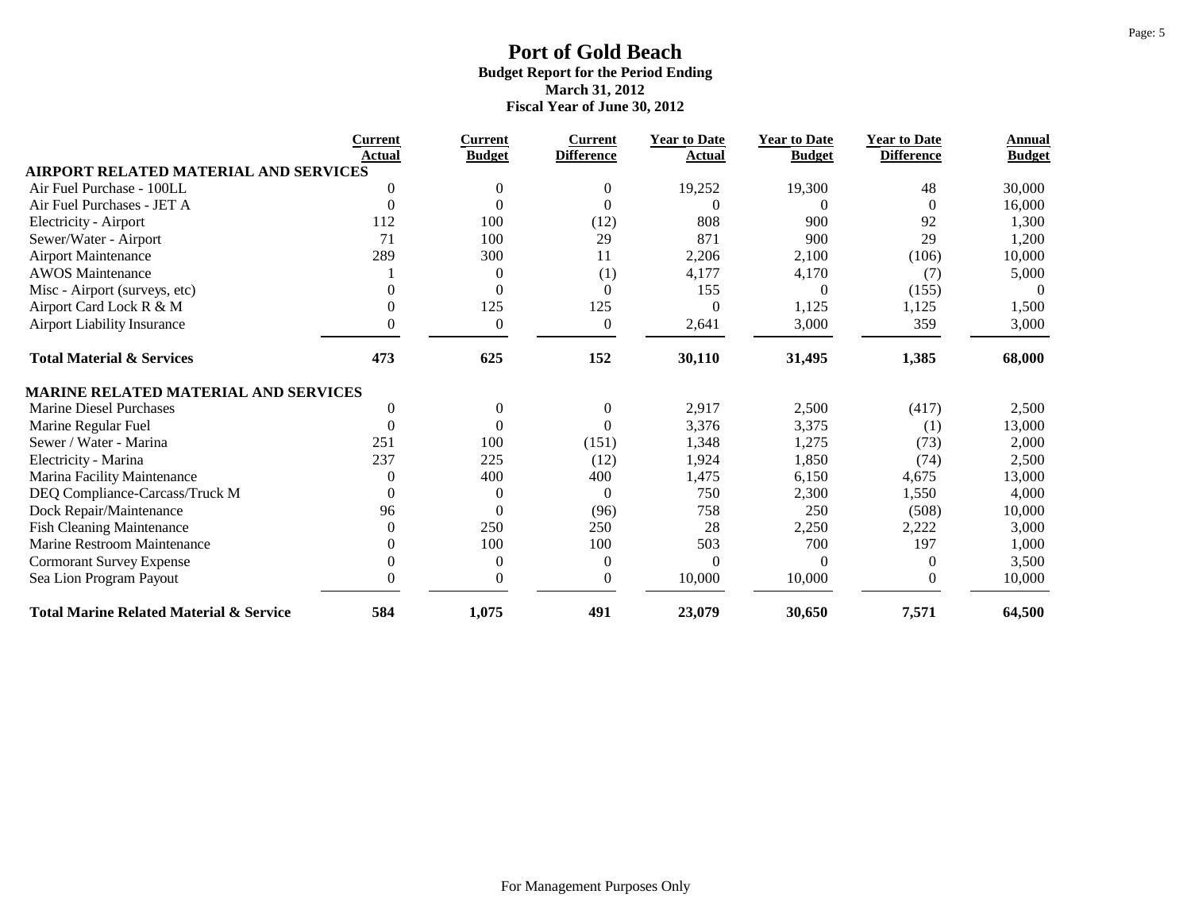# Port of Gold Beach

**Budget Report for the Period Ending**
**March 31, 2012**
**Fiscal Year of June 30, 2012**

| | Current Actual | Current Budget | Current Difference | Year to Date Actual | Year to Date Budget | Year to Date Difference | Annual Budget |
|---|---|---|---|---|---|---|---|
| **AIRPORT RELATED MATERIAL AND SERVICES** | | | | | | | |
| Air Fuel Purchase - 100LL | 0 | 0 | 0 | 19,252 | 19,300 | 48 | 30,000 |
| Air Fuel Purchases - JET A | 0 | 0 | 0 | 0 | 0 | 0 | 16,000 |
| Electricity - Airport | 112 | 100 | (12) | 808 | 900 | 92 | 1,300 |
| Sewer/Water - Airport | 71 | 100 | 29 | 871 | 900 | 29 | 1,200 |
| Airport Maintenance | 289 | 300 | 11 | 2,206 | 2,100 | (106) | 10,000 |
| AWOS Maintenance | 1 | 0 | (1) | 4,177 | 4,170 | (7) | 5,000 |
| Misc - Airport (surveys, etc) | 0 | 0 | 0 | 155 | 0 | (155) | 0 |
| Airport Card Lock R & M | 0 | 125 | 125 | 0 | 1,125 | 1,125 | 1,500 |
| Airport Liability Insurance | 0 | 0 | 0 | 2,641 | 3,000 | 359 | 3,000 |
| **Total Material & Services** | **473** | **625** | **152** | **30,110** | **31,495** | **1,385** | **68,000** |
| **MARINE RELATED MATERIAL AND SERVICES** | | | | | | | |
| Marine Diesel Purchases | 0 | 0 | 0 | 2,917 | 2,500 | (417) | 2,500 |
| Marine Regular Fuel | 0 | 0 | 0 | 3,376 | 3,375 | (1) | 13,000 |
| Sewer / Water - Marina | 251 | 100 | (151) | 1,348 | 1,275 | (73) | 2,000 |
| Electricity - Marina | 237 | 225 | (12) | 1,924 | 1,850 | (74) | 2,500 |
| Marina Facility Maintenance | 0 | 400 | 400 | 1,475 | 6,150 | 4,675 | 13,000 |
| DEQ Compliance-Carcass/Truck M | 0 | 0 | 0 | 750 | 2,300 | 1,550 | 4,000 |
| Dock Repair/Maintenance | 96 | 0 | (96) | 758 | 250 | (508) | 10,000 |
| Fish Cleaning Maintenance | 0 | 250 | 250 | 28 | 2,250 | 2,222 | 3,000 |
| Marine Restroom Maintenance | 0 | 100 | 100 | 503 | 700 | 197 | 1,000 |
| Cormorant Survey Expense | 0 | 0 | 0 | 0 | 0 | 0 | 3,500 |
| Sea Lion Program Payout | 0 | 0 | 0 | 10,000 | 10,000 | 0 | 10,000 |
| **Total Marine Related Material & Service** | **584** | **1,075** | **491** | **23,079** | **30,650** | **7,571** | **64,500** |

For Management Purposes Only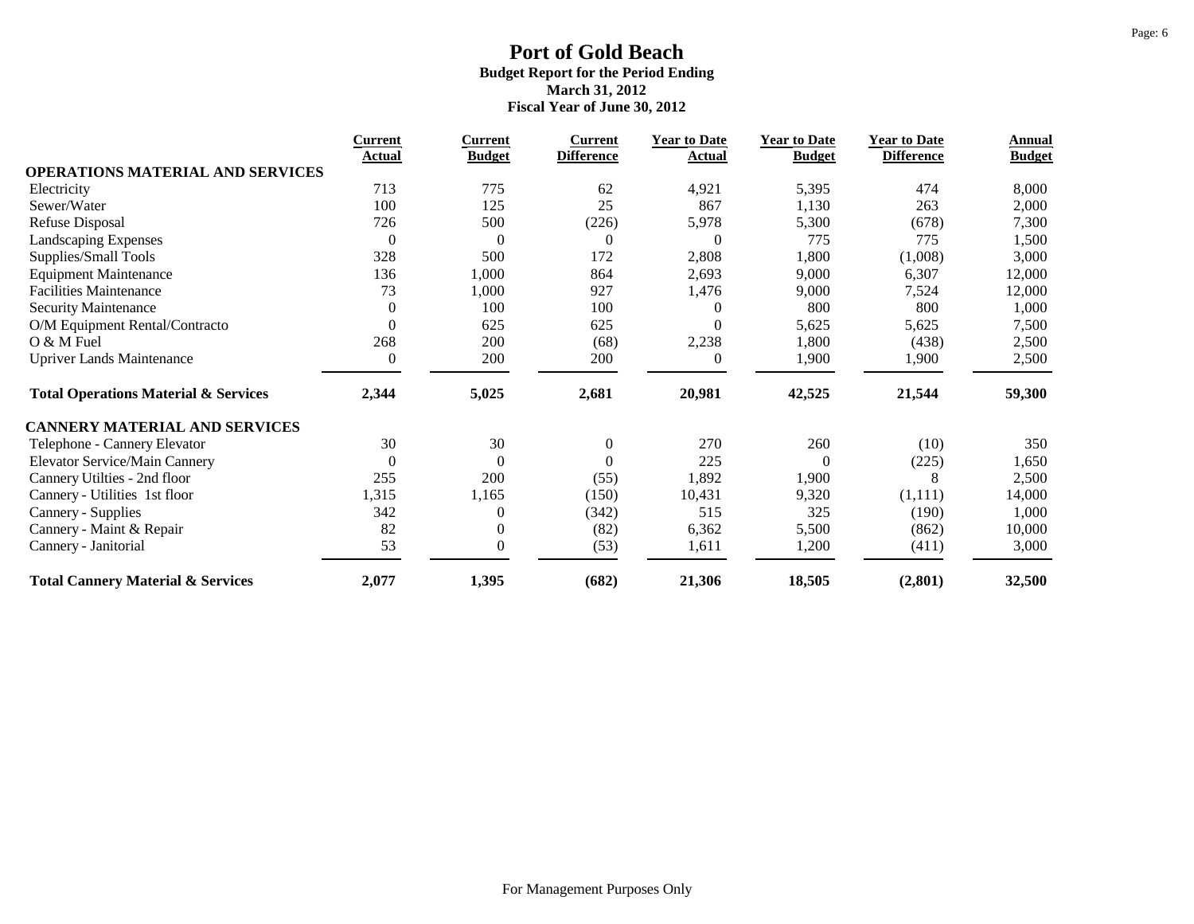# Port of Gold Beach

**Budget Report for the Period Ending**
**March 31, 2012**
**Fiscal Year of June 30, 2012**

| | Current Actual | Current Budget | Current Difference | Year to Date Actual | Year to Date Budget | Year to Date Difference | Annual Budget |
|---|---|---|---|---|---|---|---|
| **OPERATIONS MATERIAL AND SERVICES** | | | | | | | |
| Electricity | 713 | 775 | 62 | 4,921 | 5,395 | 474 | 8,000 |
| Sewer/Water | 100 | 125 | 25 | 867 | 1,130 | 263 | 2,000 |
| Refuse Disposal | 726 | 500 | (226) | 5,978 | 5,300 | (678) | 7,300 |
| Landscaping Expenses | 0 | 0 | 0 | 0 | 775 | 775 | 1,500 |
| Supplies/Small Tools | 328 | 500 | 172 | 2,808 | 1,800 | (1,008) | 3,000 |
| Equipment Maintenance | 136 | 1,000 | 864 | 2,693 | 9,000 | 6,307 | 12,000 |
| Facilities Maintenance | 73 | 1,000 | 927 | 1,476 | 9,000 | 7,524 | 12,000 |
| Security Maintenance | 0 | 100 | 100 | 0 | 800 | 800 | 1,000 |
| O/M Equipment Rental/Contracto | 0 | 625 | 625 | 0 | 5,625 | 5,625 | 7,500 |
| O & M Fuel | 268 | 200 | (68) | 2,238 | 1,800 | (438) | 2,500 |
| Upriver Lands Maintenance | 0 | 200 | 200 | 0 | 1,900 | 1,900 | 2,500 |
| **Total Operations Material & Services** | **2,344** | **5,025** | **2,681** | **20,981** | **42,525** | **21,544** | **59,300** |
| **CANNERY MATERIAL AND SERVICES** | | | | | | | |
| Telephone - Cannery Elevator | 30 | 30 | 0 | 270 | 260 | (10) | 350 |
| Elevator Service/Main Cannery | 0 | 0 | 0 | 225 | 0 | (225) | 1,650 |
| Cannery Utilties - 2nd floor | 255 | 200 | (55) | 1,892 | 1,900 | 8 | 2,500 |
| Cannery - Utilities 1st floor | 1,315 | 1,165 | (150) | 10,431 | 9,320 | (1,111) | 14,000 |
| Cannery - Supplies | 342 | 0 | (342) | 515 | 325 | (190) | 1,000 |
| Cannery - Maint & Repair | 82 | 0 | (82) | 6,362 | 5,500 | (862) | 10,000 |
| Cannery - Janitorial | 53 | 0 | (53) | 1,611 | 1,200 | (411) | 3,000 |
| **Total Cannery Material & Services** | **2,077** | **1,395** | **(682)** | **21,306** | **18,505** | **(2,801)** | **32,500** |

For Management Purposes Only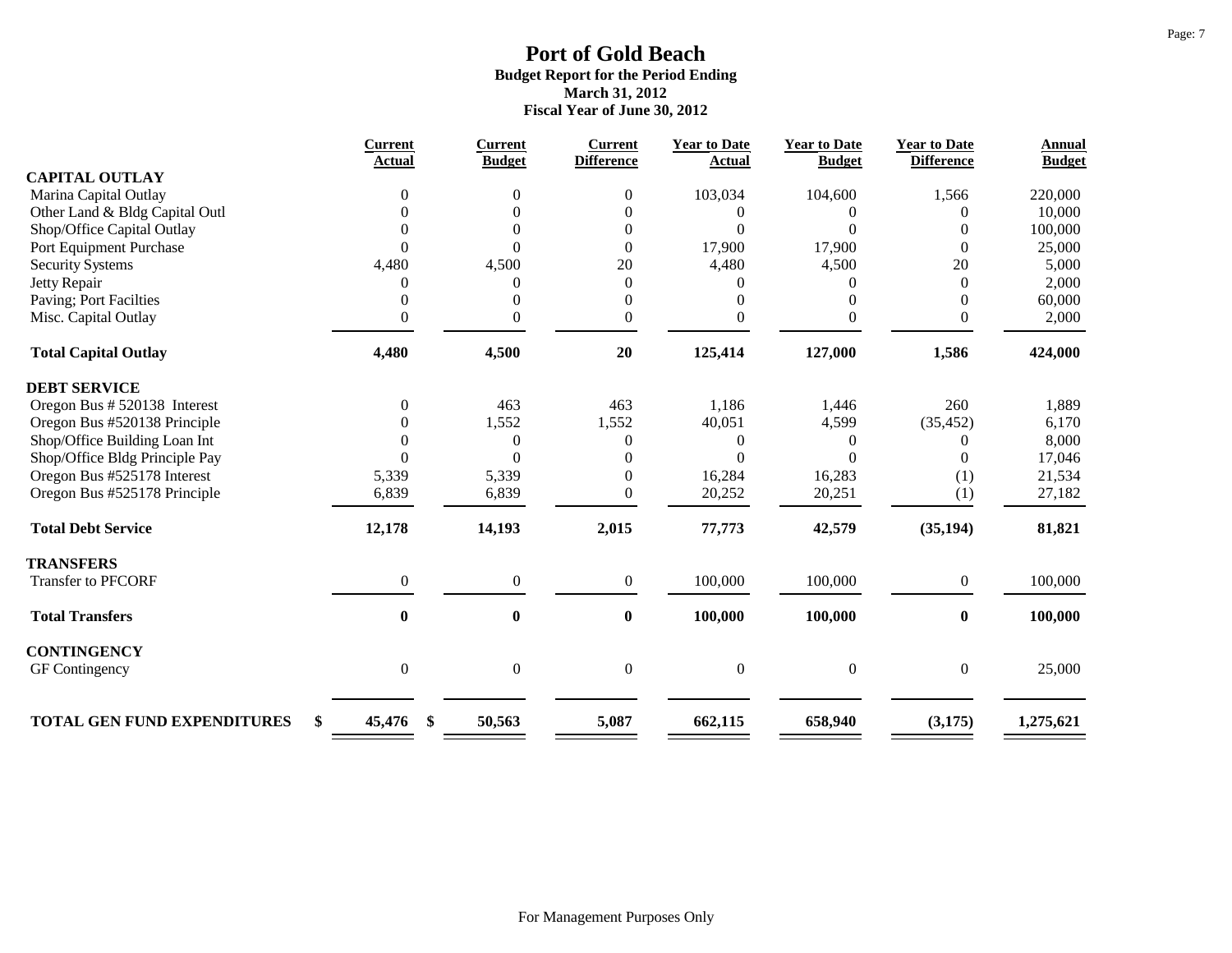# Port of Gold Beach

**Budget Report for the Period Ending**
**March 31, 2012**
**Fiscal Year of June 30, 2012**

| | Current Actual | Current Budget | Current Difference | Year to Date Actual | Year to Date Budget | Year to Date Difference | Annual Budget |
|---|---|---|---|---|---|---|---|
| **CAPITAL OUTLAY** | | | | | | | |
| Marina Capital Outlay | 0 | 0 | 0 | 103,034 | 104,600 | 1,566 | 220,000 |
| Other Land & Bldg Capital Outl | 0 | 0 | 0 | 0 | 0 | 0 | 10,000 |
| Shop/Office Capital Outlay | 0 | 0 | 0 | 0 | 0 | 0 | 100,000 |
| Port Equipment Purchase | 0 | 0 | 0 | 17,900 | 17,900 | 0 | 25,000 |
| Security Systems | 4,480 | 4,500 | 20 | 4,480 | 4,500 | 20 | 5,000 |
| Jetty Repair | 0 | 0 | 0 | 0 | 0 | 0 | 2,000 |
| Paving; Port Facilties | 0 | 0 | 0 | 0 | 0 | 0 | 60,000 |
| Misc. Capital Outlay | 0 | 0 | 0 | 0 | 0 | 0 | 2,000 |
| **Total Capital Outlay** | **4,480** | **4,500** | **20** | **125,414** | **127,000** | **1,586** | **424,000** |
| **DEBT SERVICE** | | | | | | | |
| Oregon Bus # 520138 Interest | 0 | 463 | 463 | 1,186 | 1,446 | 260 | 1,889 |
| Oregon Bus #520138 Principle | 0 | 1,552 | 1,552 | 40,051 | 4,599 | (35,452) | 6,170 |
| Shop/Office Building Loan Int | 0 | 0 | 0 | 0 | 0 | 0 | 8,000 |
| Shop/Office Bldg Principle Pay | 0 | 0 | 0 | 0 | 0 | 0 | 17,046 |
| Oregon Bus #525178 Interest | 5,339 | 5,339 | 0 | 16,284 | 16,283 | (1) | 21,534 |
| Oregon Bus #525178 Principle | 6,839 | 6,839 | 0 | 20,252 | 20,251 | (1) | 27,182 |
| **Total Debt Service** | **12,178** | **14,193** | **2,015** | **77,773** | **42,579** | **(35,194)** | **81,821** |
| **TRANSFERS** | | | | | | | |
| Transfer to PFCORF | 0 | 0 | 0 | 100,000 | 100,000 | 0 | 100,000 |
| **Total Transfers** | **0** | **0** | **0** | **100,000** | **100,000** | **0** | **100,000** |
| **CONTINGENCY** | | | | | | | |
| GF Contingency | 0 | 0 | 0 | 0 | 0 | 0 | 25,000 |
| **TOTAL GEN FUND EXPENDITURES** | **$ 45,476** | **$ 50,563** | **5,087** | **662,115** | **658,940** | **(3,175)** | **1,275,621** |

For Management Purposes Only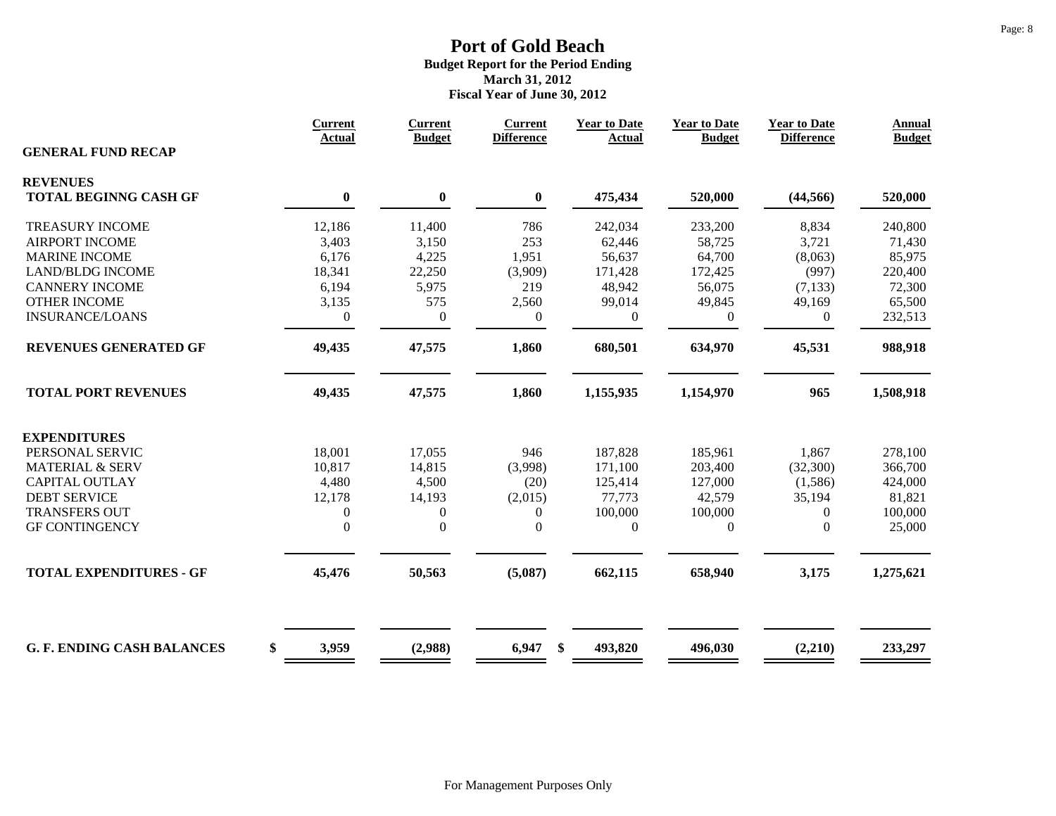# Port of Gold Beach

**Budget Report for the Period Ending**
**March 31, 2012**
**Fiscal Year of June 30, 2012**

| GENERAL FUND RECAP | Current Actual | Current Budget | Current Difference | Year to Date Actual | Year to Date Budget | Year to Date Difference | Annual Budget |
|---|---|---|---|---|---|---|---|
| **REVENUES** | | | | | | | |
| **TOTAL BEGINNG CASH GF** | **0** | **0** | **0** | **475,434** | **520,000** | **(44,566)** | **520,000** |
| TREASURY INCOME | 12,186 | 11,400 | 786 | 242,034 | 233,200 | 8,834 | 240,800 |
| AIRPORT INCOME | 3,403 | 3,150 | 253 | 62,446 | 58,725 | 3,721 | 71,430 |
| MARINE INCOME | 6,176 | 4,225 | 1,951 | 56,637 | 64,700 | (8,063) | 85,975 |
| LAND/BLDG INCOME | 18,341 | 22,250 | (3,909) | 171,428 | 172,425 | (997) | 220,400 |
| CANNERY INCOME | 6,194 | 5,975 | 219 | 48,942 | 56,075 | (7,133) | 72,300 |
| OTHER INCOME | 3,135 | 575 | 2,560 | 99,014 | 49,845 | 49,169 | 65,500 |
| INSURANCE/LOANS | 0 | 0 | 0 | 0 | 0 | 0 | 232,513 |
| **REVENUES GENERATED GF** | **49,435** | **47,575** | **1,860** | **680,501** | **634,970** | **45,531** | **988,918** |
| **TOTAL PORT REVENUES** | **49,435** | **47,575** | **1,860** | **1,155,935** | **1,154,970** | **965** | **1,508,918** |
| **EXPENDITURES** | | | | | | | |
| PERSONAL SERVIC | 18,001 | 17,055 | 946 | 187,828 | 185,961 | 1,867 | 278,100 |
| MATERIAL & SERV | 10,817 | 14,815 | (3,998) | 171,100 | 203,400 | (32,300) | 366,700 |
| CAPITAL OUTLAY | 4,480 | 4,500 | (20) | 125,414 | 127,000 | (1,586) | 424,000 |
| DEBT SERVICE | 12,178 | 14,193 | (2,015) | 77,773 | 42,579 | 35,194 | 81,821 |
| TRANSFERS OUT | 0 | 0 | 0 | 100,000 | 100,000 | 0 | 100,000 |
| GF CONTINGENCY | 0 | 0 | 0 | 0 | 0 | 0 | 25,000 |
| **TOTAL EXPENDITURES - GF** | **45,476** | **50,563** | **(5,087)** | **662,115** | **658,940** | **3,175** | **1,275,621** |
| **G. F. ENDING CASH BALANCES** | **$ 3,959** | **(2,988)** | **6,947** | **$ 493,820** | **496,030** | **(2,210)** | **233,297** |

For Management Purposes Only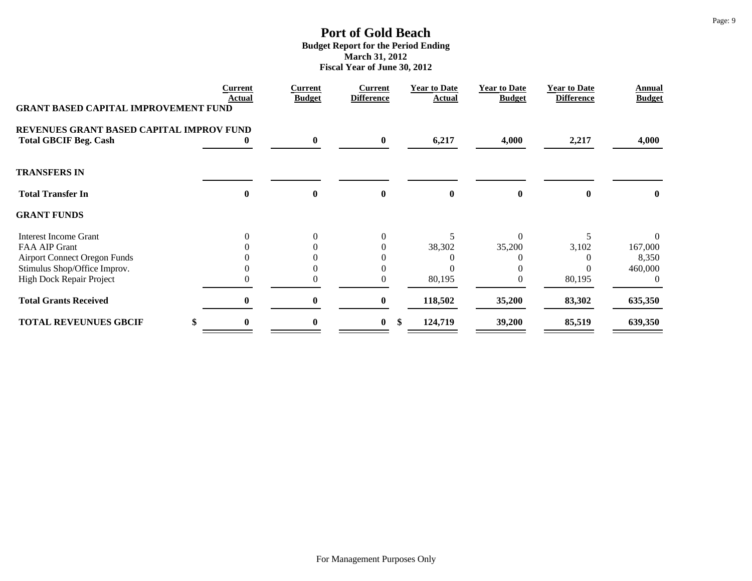# Port of Gold Beach

**Budget Report for the Period Ending**
**March 31, 2012**
**Fiscal Year of June 30, 2012**

| | Current Actual | Current Budget | Current Difference | Year to Date Actual | Year to Date Budget | Year to Date Difference | Annual Budget |
|---|---|---|---|---|---|---|---|
| **GRANT BASED CAPITAL IMPROVEMENT FUND** | | | | | | | |
| **REVENUES GRANT BASED CAPITAL IMPROV FUND** | | | | | | | |
| **Total GBCIF Beg. Cash** | **0** | **0** | **0** | **6,217** | **4,000** | **2,217** | **4,000** |
| **TRANSFERS IN** | | | | | | | |
| **Total Transfer In** | **0** | **0** | **0** | **0** | **0** | **0** | **0** |
| **GRANT FUNDS** | | | | | | | |
| Interest Income Grant | 0 | 0 | 0 | 5 | 0 | 5 | 0 |
| FAA AIP Grant | 0 | 0 | 0 | 38,302 | 35,200 | 3,102 | 167,000 |
| Airport Connect Oregon Funds | 0 | 0 | 0 | 0 | 0 | 0 | 8,350 |
| Stimulus Shop/Office Improv. | 0 | 0 | 0 | 0 | 0 | 0 | 460,000 |
| High Dock Repair Project | 0 | 0 | 0 | 80,195 | 0 | 80,195 | 0 |
| **Total Grants Received** | **0** | **0** | **0** | **118,502** | **35,200** | **83,302** | **635,350** |
| **TOTAL REVEUNUES GBCIF** | **$ 0** | **0** | **0** | **$ 124,719** | **39,200** | **85,519** | **639,350** |

For Management Purposes Only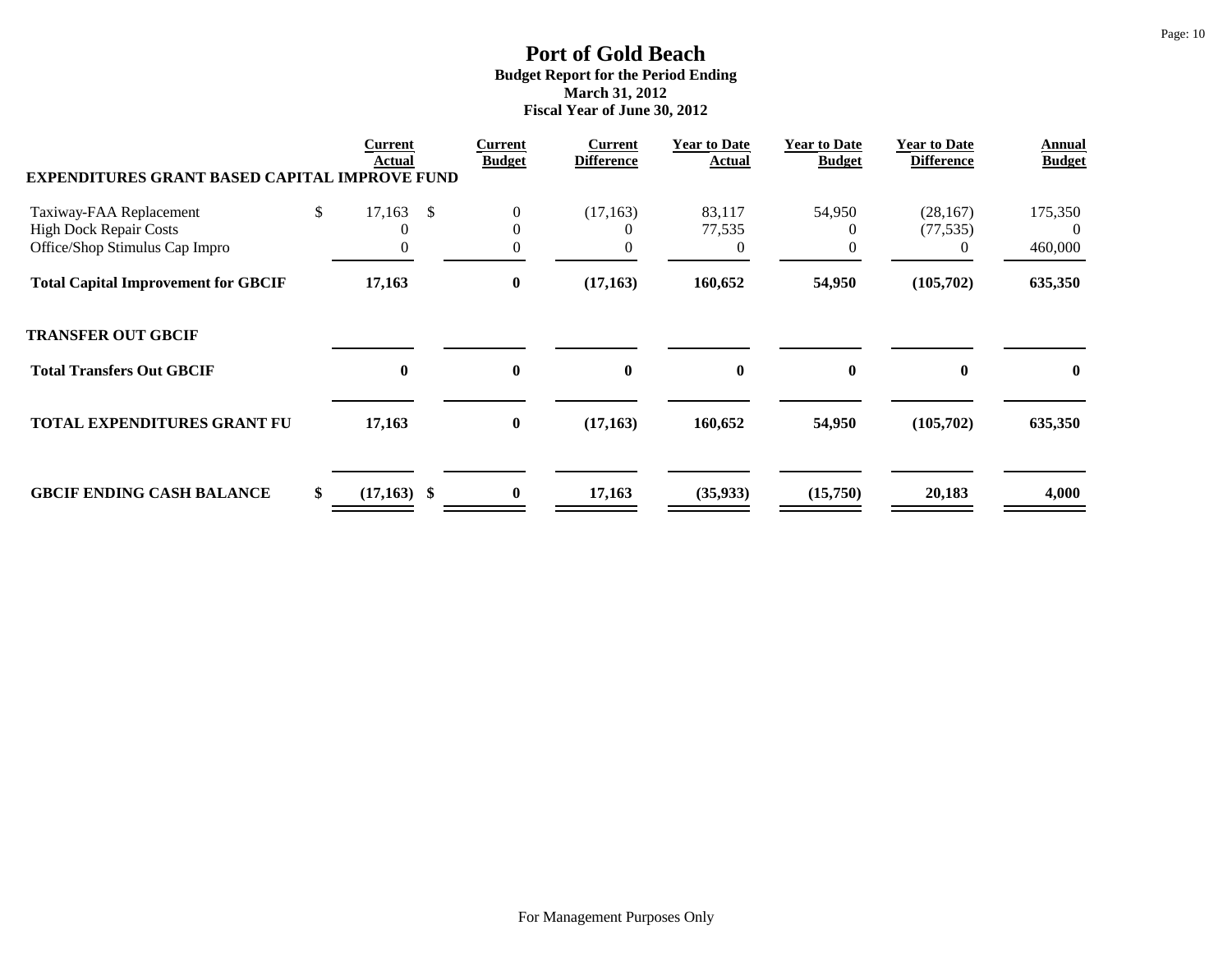# Port of Gold Beach

**Budget Report for the Period Ending**
**March 31, 2012**
**Fiscal Year of June 30, 2012**

| | Current Actual | Current Budget | Current Difference | Year to Date Actual | Year to Date Budget | Year to Date Difference | Annual Budget |
|---|---|---|---|---|---|---|---|
| **EXPENDITURES GRANT BASED CAPITAL IMPROVE FUND** | | | | | | | |
| Taxiway-FAA Replacement | $ 17,163 | $ 0 | (17,163) | 83,117 | 54,950 | (28,167) | 175,350 |
| High Dock Repair Costs | 0 | 0 | 0 | 77,535 | 0 | (77,535) | 0 |
| Office/Shop Stimulus Cap Impro | 0 | 0 | 0 | 0 | 0 | 0 | 460,000 |
| **Total Capital Improvement for GBCIF** | **17,163** | **0** | **(17,163)** | **160,652** | **54,950** | **(105,702)** | **635,350** |
| **TRANSFER OUT GBCIF** | | | | | | | |
| **Total Transfers Out GBCIF** | **0** | **0** | **0** | **0** | **0** | **0** | **0** |
| **TOTAL EXPENDITURES GRANT FU** | **17,163** | **0** | **(17,163)** | **160,652** | **54,950** | **(105,702)** | **635,350** |
| **GBCIF ENDING CASH BALANCE** | **$ (17,163)** | **$ 0** | **17,163** | **(35,933)** | **(15,750)** | **20,183** | **4,000** |

For Management Purposes Only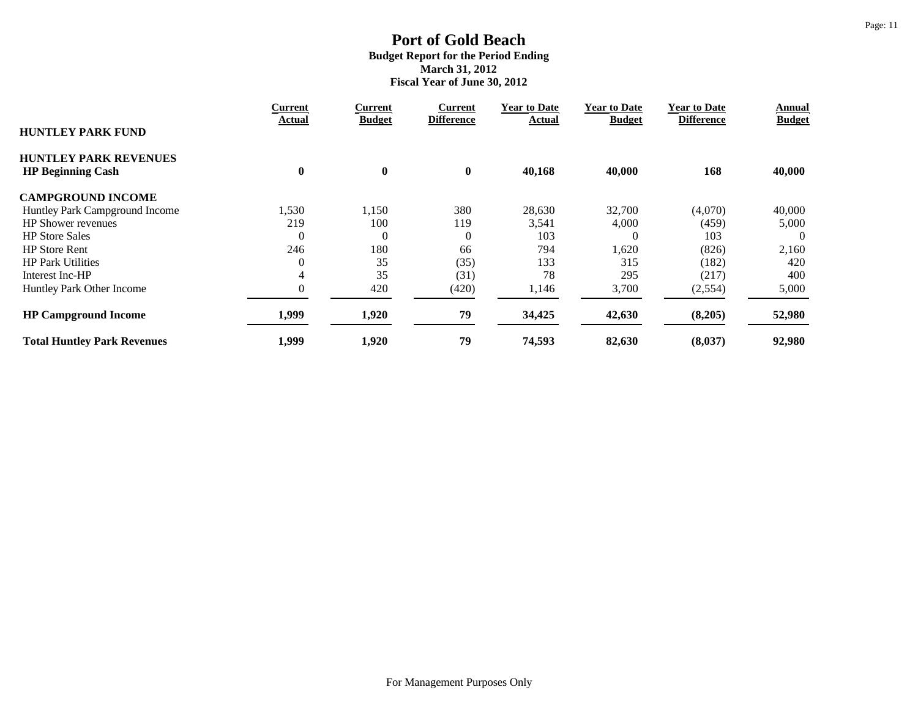# Port of Gold Beach

**Budget Report for the Period Ending**
**March 31, 2012**
**Fiscal Year of June 30, 2012**

| HUNTLEY PARK FUND | Current Actual | Current Budget | Current Difference | Year to Date Actual | Year to Date Budget | Year to Date Difference | Annual Budget |
|---|---|---|---|---|---|---|---|
| **HUNTLEY PARK REVENUES** | | | | | | | |
| **HP Beginning Cash** | **0** | **0** | **0** | **40,168** | **40,000** | **168** | **40,000** |
| **CAMPGROUND INCOME** | | | | | | | |
| Huntley Park Campground Income | 1,530 | 1,150 | 380 | 28,630 | 32,700 | (4,070) | 40,000 |
| HP Shower revenues | 219 | 100 | 119 | 3,541 | 4,000 | (459) | 5,000 |
| HP Store Sales | 0 | 0 | 0 | 103 | 0 | 103 | 0 |
| HP Store Rent | 246 | 180 | 66 | 794 | 1,620 | (826) | 2,160 |
| HP Park Utilities | 0 | 35 | (35) | 133 | 315 | (182) | 420 |
| Interest Inc-HP | 4 | 35 | (31) | 78 | 295 | (217) | 400 |
| Huntley Park Other Income | 0 | 420 | (420) | 1,146 | 3,700 | (2,554) | 5,000 |
| **HP Campground Income** | **1,999** | **1,920** | **79** | **34,425** | **42,630** | **(8,205)** | **52,980** |
| **Total Huntley Park Revenues** | **1,999** | **1,920** | **79** | **74,593** | **82,630** | **(8,037)** | **92,980** |

For Management Purposes Only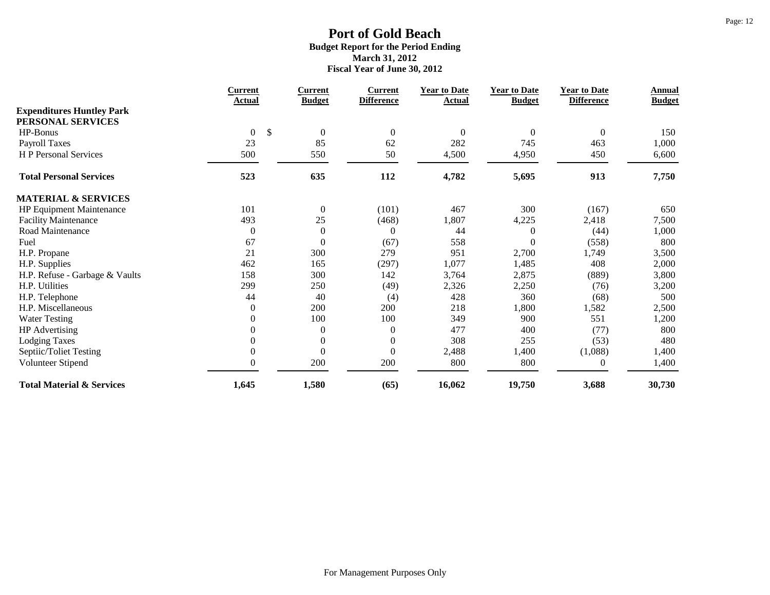# Port of Gold Beach

**Budget Report for the Period Ending**
**March 31, 2012**
**Fiscal Year of June 30, 2012**

| | Current Actual | Current Budget | Current Difference | Year to Date Actual | Year to Date Budget | Year to Date Difference | Annual Budget |
|---|---|---|---|---|---|---|---|
| **Expenditures Huntley Park** | | | | | | | |
| **PERSONAL SERVICES** | | | | | | | |
| HP-Bonus | 0 | $ 0 | 0 | 0 | 0 | 0 | 150 |
| Payroll Taxes | 23 | 85 | 62 | 282 | 745 | 463 | 1,000 |
| H P Personal Services | 500 | 550 | 50 | 4,500 | 4,950 | 450 | 6,600 |
| **Total Personal Services** | **523** | **635** | **112** | **4,782** | **5,695** | **913** | **7,750** |
| **MATERIAL & SERVICES** | | | | | | | |
| HP Equipment Maintenance | 101 | 0 | (101) | 467 | 300 | (167) | 650 |
| Facility Maintenance | 493 | 25 | (468) | 1,807 | 4,225 | 2,418 | 7,500 |
| Road Maintenance | 0 | 0 | 0 | 44 | 0 | (44) | 1,000 |
| Fuel | 67 | 0 | (67) | 558 | 0 | (558) | 800 |
| H.P. Propane | 21 | 300 | 279 | 951 | 2,700 | 1,749 | 3,500 |
| H.P. Supplies | 462 | 165 | (297) | 1,077 | 1,485 | 408 | 2,000 |
| H.P. Refuse - Garbage & Vaults | 158 | 300 | 142 | 3,764 | 2,875 | (889) | 3,800 |
| H.P. Utilities | 299 | 250 | (49) | 2,326 | 2,250 | (76) | 3,200 |
| H.P. Telephone | 44 | 40 | (4) | 428 | 360 | (68) | 500 |
| H.P. Miscellaneous | 0 | 200 | 200 | 218 | 1,800 | 1,582 | 2,500 |
| Water Testing | 0 | 100 | 100 | 349 | 900 | 551 | 1,200 |
| HP Advertising | 0 | 0 | 0 | 477 | 400 | (77) | 800 |
| Lodging Taxes | 0 | 0 | 0 | 308 | 255 | (53) | 480 |
| Septiic/Toliet Testing | 0 | 0 | 0 | 2,488 | 1,400 | (1,088) | 1,400 |
| Volunteer Stipend | 0 | 200 | 200 | 800 | 800 | 0 | 1,400 |
| **Total Material & Services** | **1,645** | **1,580** | **(65)** | **16,062** | **19,750** | **3,688** | **30,730** |

For Management Purposes Only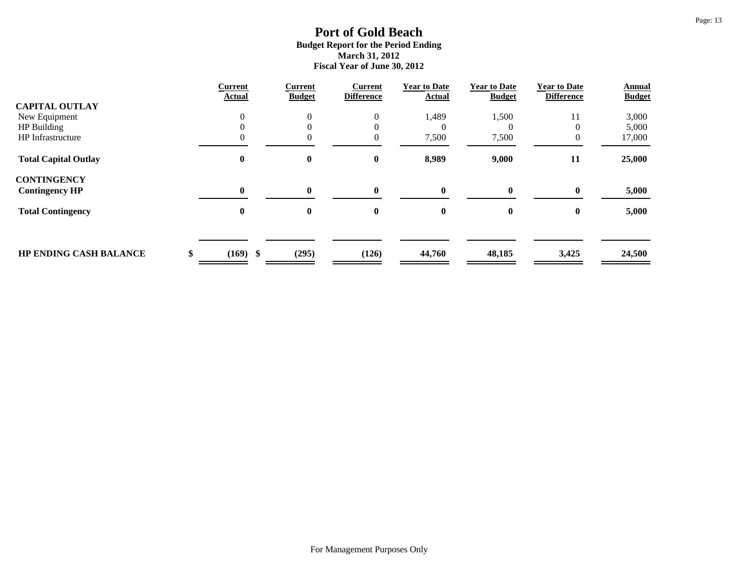# Port of Gold Beach

**Budget Report for the Period Ending**
**March 31, 2012**
**Fiscal Year of June 30, 2012**

| | Current Actual | Current Budget | Current Difference | Year to Date Actual | Year to Date Budget | Year to Date Difference | Annual Budget |
|---|---|---|---|---|---|---|---|
| **CAPITAL OUTLAY** | | | | | | | |
| New Equipment | 0 | 0 | 0 | 1,489 | 1,500 | 11 | 3,000 |
| HP Building | 0 | 0 | 0 | 0 | 0 | 0 | 5,000 |
| HP Infrastructure | 0 | 0 | 0 | 7,500 | 7,500 | 0 | 17,000 |
| **Total Capital Outlay** | **0** | **0** | **0** | **8,989** | **9,000** | **11** | **25,000** |
| **CONTINGENCY** | | | | | | | |
| **Contingency HP** | **0** | **0** | **0** | **0** | **0** | **0** | **5,000** |
| **Total Contingency** | **0** | **0** | **0** | **0** | **0** | **0** | **5,000** |
| **HP ENDING CASH BALANCE** | **$ (169)** | **$ (295)** | **(126)** | **44,760** | **48,185** | **3,425** | **24,500** |

For Management Purposes Only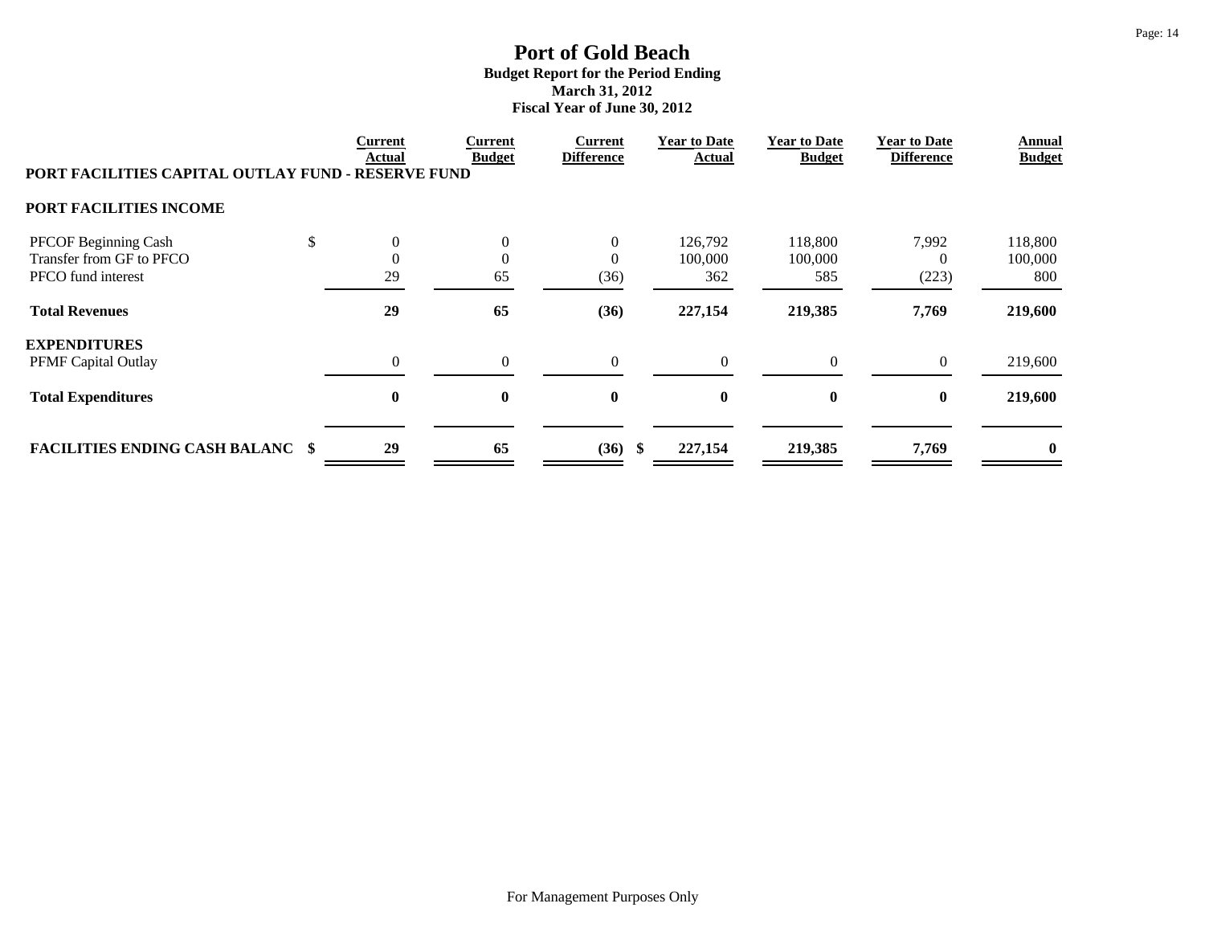# Port of Gold Beach

**Budget Report for the Period Ending**
**March 31, 2012**
**Fiscal Year of June 30, 2012**

| | Current Actual | Current Budget | Current Difference | Year to Date Actual | Year to Date Budget | Year to Date Difference | Annual Budget |
|---|---|---|---|---|---|---|---|
| **PORT FACILITIES CAPITAL OUTLAY FUND - RESERVE FUND** | | | | | | | |
| **PORT FACILITIES INCOME** | | | | | | | |
| PFCOF Beginning Cash | $ 0 | 0 | 0 | 126,792 | 118,800 | 7,992 | 118,800 |
| Transfer from GF to PFCO | 0 | 0 | 0 | 100,000 | 100,000 | 0 | 100,000 |
| PFCO fund interest | 29 | 65 | (36) | 362 | 585 | (223) | 800 |
| **Total Revenues** | **29** | **65** | **(36)** | **227,154** | **219,385** | **7,769** | **219,600** |
| **EXPENDITURES** | | | | | | | |
| PFMF Capital Outlay | 0 | 0 | 0 | 0 | 0 | 0 | 219,600 |
| **Total Expenditures** | **0** | **0** | **0** | **0** | **0** | **0** | **219,600** |
| **FACILITIES ENDING CASH BALANC** | **$ 29** | **65** | **(36)** | **$ 227,154** | **219,385** | **7,769** | **0** |

For Management Purposes Only